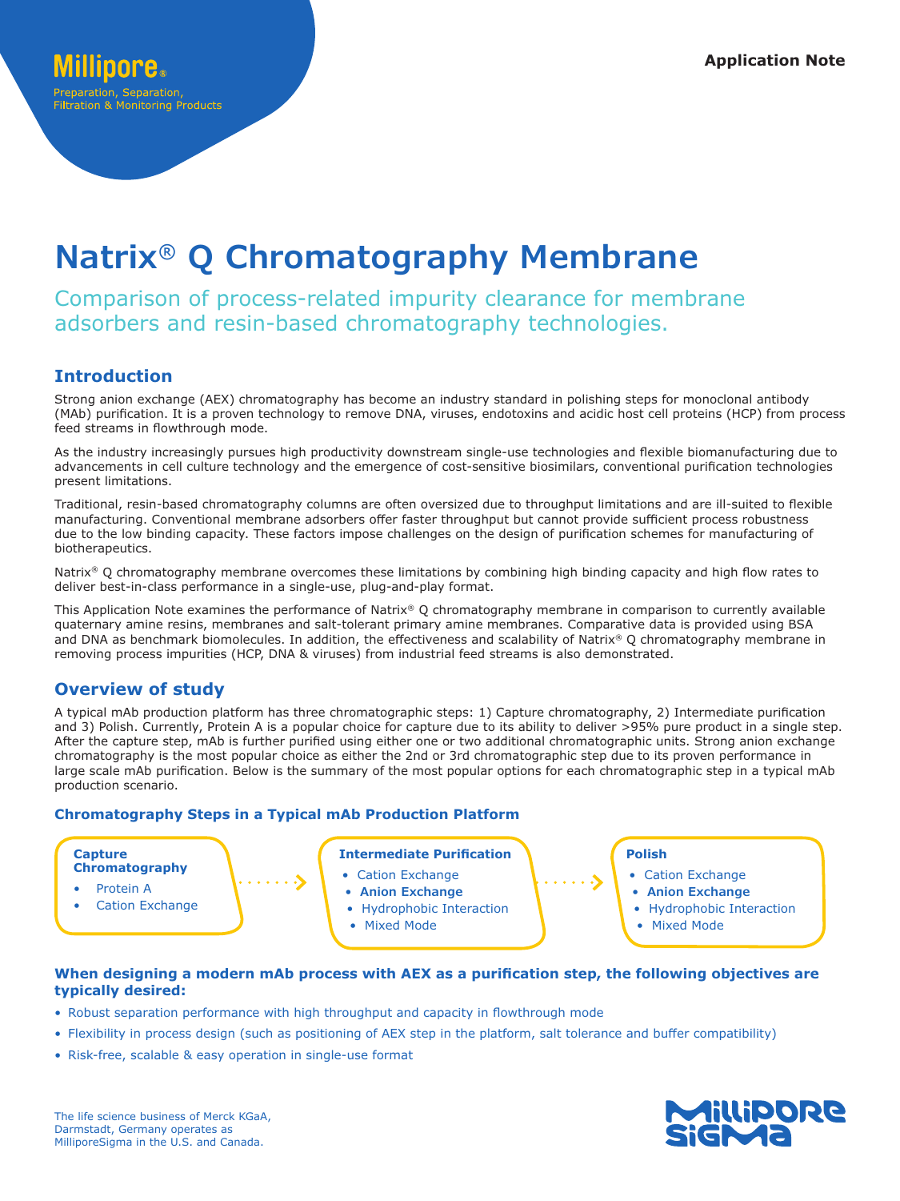Millipore®

Preparation, Separation, Filtration & Monitoring Products

Application Note

# Natrix® Q Chromatography Membrane

Comparison of process-related impurity clearance for membrane adsorbers and resin-based chromatography technologies.

## Introduction

Strong anion exchange (AEX) chromatography has become an industry standard in polishing steps for monoclonal antibody (MAb) purification. It is a proven technology to remove DNA, viruses, endotoxins and acidic host cell proteins (HCP) from process feed streams in flowthrough mode.

As the industry increasingly pursues high productivity downstream single-use technologies and flexible biomanufacturing due to advancements in cell culture technology and the emergence of cost-sensitive biosimilars, conventional purification technologies present limitations.

Traditional, resin-based chromatography columns are often oversized due to throughput limitations and are ill-suited to flexible manufacturing. Conventional membrane adsorbers offer faster throughput but cannot provide sufficient process robustness due to the low binding capacity. These factors impose challenges on the design of purification schemes for manufacturing of biotherapeutics.

Natrix® Q chromatography membrane overcomes these limitations by combining high binding capacity and high flow rates to deliver best-in-class performance in a single-use, plug-and-play format.

This Application Note examines the performance of Natrix® Q chromatography membrane in comparison to currently available quaternary amine resins, membranes and salt-tolerant primary amine membranes. Comparative data is provided using BSA and DNA as benchmark biomolecules. In addition, the effectiveness and scalability of Natrix® Q chromatography membrane in removing process impurities (HCP, DNA & viruses) from industrial feed streams is also demonstrated.

## Overview of study

A typical mAb production platform has three chromatographic steps: 1) Capture chromatography, 2) Intermediate purification and 3) Polish. Currently, Protein A is a popular choice for capture due to its ability to deliver >95% pure product in a single step. After the capture step, mAb is further purified using either one or two additional chromatographic units. Strong anion exchange chromatography is the most popular choice as either the 2nd or 3rd chromatographic step due to its proven performance in large scale mAb purification. Below is the summary of the most popular options for each chromatographic step in a typical mAb production scenario.

### Chromatography Steps in a Typical mAb Production Platform

**Capture Chromatography**
- Protein A
- Cation Exchange

**Intermediate Purification**
- Cation Exchange
- **Anion Exchange**
- Hydrophobic Interaction
- Mixed Mode

**Polish**
- Cation Exchange
- **Anion Exchange**
- Hydrophobic Interaction
- Mixed Mode

### When designing a modern mAb process with AEX as a purification step, the following objectives are typically desired:

- Robust separation performance with high throughput and capacity in flowthrough mode
- Flexibility in process design (such as positioning of AEX step in the platform, salt tolerance and buffer compatibility)
- Risk-free, scalable & easy operation in single-use format

The life science business of Merck KGaA, Darmstadt, Germany operates as MilliporeSigma in the U.S. and Canada.

MilliporeSigma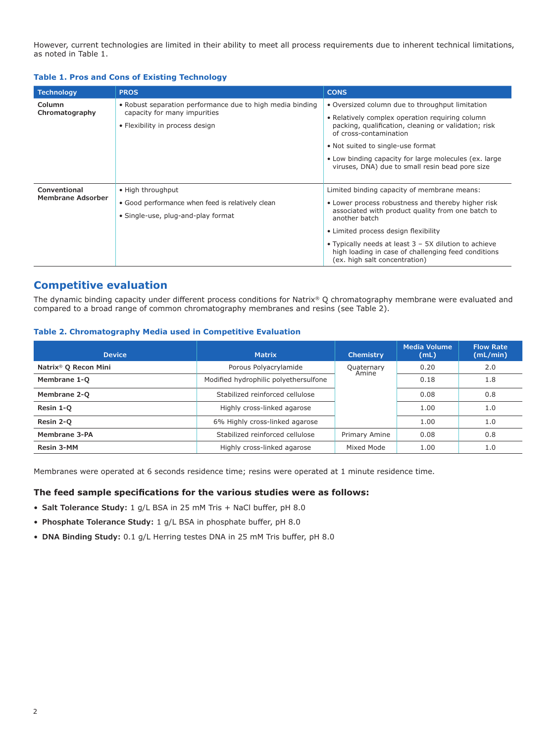However, current technologies are limited in their ability to meet all process requirements due to inherent technical limitations, as noted in Table 1.

**Table 1. Pros and Cons of Existing Technology**

| Technology | PROS | CONS |
|---|---|---|
| **Column Chromatography** | • Robust separation performance due to high media binding capacity for many impurities<br>• Flexibility in process design | • Oversized column due to throughput limitation<br>• Relatively complex operation requiring column packing, qualification, cleaning or validation; risk of cross-contamination<br>• Not suited to single-use format<br>• Low binding capacity for large molecules (ex. large viruses, DNA) due to small resin bead pore size |
| **Conventional Membrane Adsorber** | • High throughput<br>• Good performance when feed is relatively clean<br>• Single-use, plug-and-play format | Limited binding capacity of membrane means:<br>• Lower process robustness and thereby higher risk associated with product quality from one batch to another batch<br>• Limited process design flexibility<br>• Typically needs at least 3 – 5X dilution to achieve high loading in case of challenging feed conditions (ex. high salt concentration) |

## Competitive evaluation

The dynamic binding capacity under different process conditions for Natrix® Q chromatography membrane were evaluated and compared to a broad range of common chromatography membranes and resins (see Table 2).

**Table 2. Chromatography Media used in Competitive Evaluation**

| Device | Matrix | Chemistry | Media Volume (mL) | Flow Rate (mL/min) |
|---|---|---|---|---|
| **Natrix® Q Recon Mini** | Porous Polyacrylamide | Quaternary Amine | 0.20 | 2.0 |
| **Membrane 1-Q** | Modified hydrophilic polyethersulfone | | 0.18 | 1.8 |
| **Membrane 2-Q** | Stabilized reinforced cellulose | | 0.08 | 0.8 |
| **Resin 1-Q** | Highly cross-linked agarose | | 1.00 | 1.0 |
| **Resin 2-Q** | 6% Highly cross-linked agarose | | 1.00 | 1.0 |
| **Membrane 3-PA** | Stabilized reinforced cellulose | Primary Amine | 0.08 | 0.8 |
| **Resin 3-MM** | Highly cross-linked agarose | Mixed Mode | 1.00 | 1.0 |

Membranes were operated at 6 seconds residence time; resins were operated at 1 minute residence time.

### The feed sample specifications for the various studies were as follows:

- **Salt Tolerance Study:** 1 g/L BSA in 25 mM Tris + NaCl buffer, pH 8.0
- **Phosphate Tolerance Study:** 1 g/L BSA in phosphate buffer, pH 8.0
- **DNA Binding Study:** 0.1 g/L Herring testes DNA in 25 mM Tris buffer, pH 8.0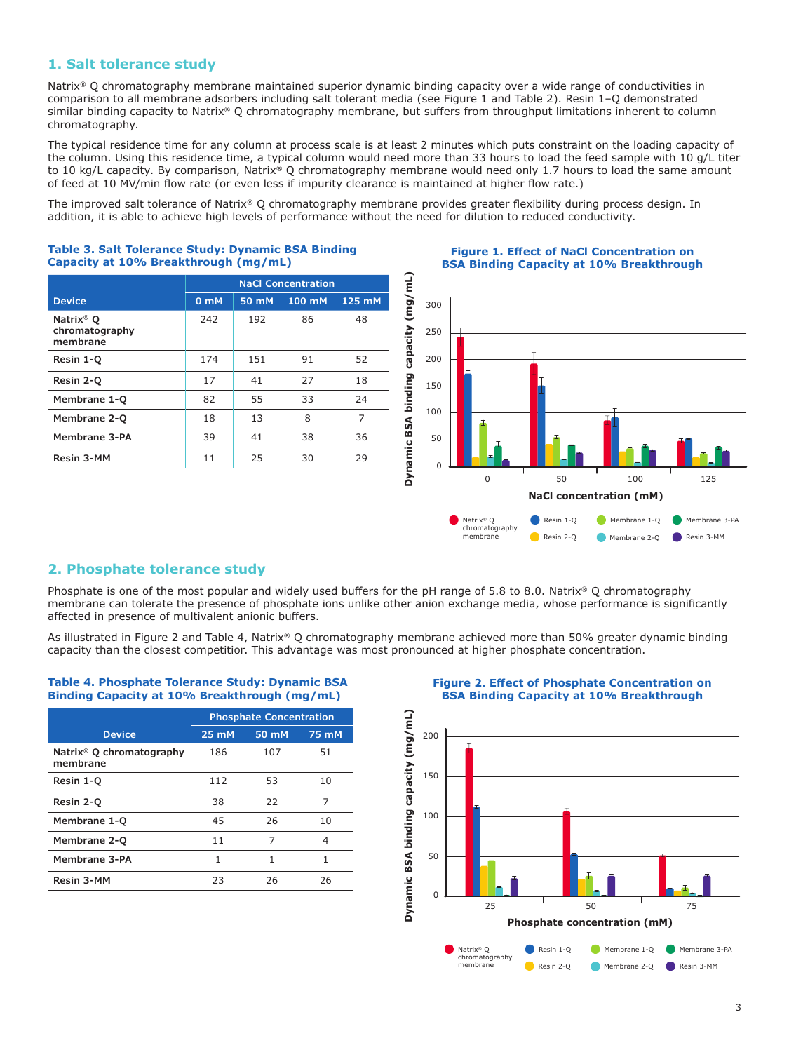## 1. Salt tolerance study

Natrix® Q chromatography membrane maintained superior dynamic binding capacity over a wide range of conductivities in comparison to all membrane adsorbers including salt tolerant media (see Figure 1 and Table 2). Resin 1–Q demonstrated similar binding capacity to Natrix® Q chromatography membrane, but suffers from throughput limitations inherent to column chromatography.

The typical residence time for any column at process scale is at least 2 minutes which puts constraint on the loading capacity of the column. Using this residence time, a typical column would need more than 33 hours to load the feed sample with 10 g/L titer to 10 kg/L capacity. By comparison, Natrix® Q chromatography membrane would need only 1.7 hours to load the same amount of feed at 10 MV/min flow rate (or even less if impurity clearance is maintained at higher flow rate.)

The improved salt tolerance of Natrix® Q chromatography membrane provides greater flexibility during process design. In addition, it is able to achieve high levels of performance without the need for dilution to reduced conductivity.

**Table 3. Salt Tolerance Study: Dynamic BSA Binding Capacity at 10% Breakthrough (mg/mL)**

| Device | NaCl Concentration | | | |
|---|---|---|---|---|
| | 0 mM | 50 mM | 100 mM | 125 mM |
| Natrix® Q chromatography membrane | 242 | 192 | 86 | 48 |
| Resin 1-Q | 174 | 151 | 91 | 52 |
| Resin 2-Q | 17 | 41 | 27 | 18 |
| Membrane 1-Q | 82 | 55 | 33 | 24 |
| Membrane 2-Q | 18 | 13 | 8 | 7 |
| Membrane 3-PA | 39 | 41 | 38 | 36 |
| Resin 3-MM | 11 | 25 | 30 | 29 |

**Figure 1. Effect of NaCl Concentration on BSA Binding Capacity at 10% Breakthrough**

Dynamic BSA binding capacity (mg/mL)
0
50
100
150
200
250
300
NaCl concentration (mM)
0
50
100
125
Natrix® Q chromatography membrane
Resin 1-Q
Resin 2-Q
Membrane 1-Q
Membrane 2-Q
Membrane 3-PA
Resin 3-MM

## 2. Phosphate tolerance study

Phosphate is one of the most popular and widely used buffers for the pH range of 5.8 to 8.0. Natrix® Q chromatography membrane can tolerate the presence of phosphate ions unlike other anion exchange media, whose performance is significantly affected in presence of multivalent anionic buffers.

As illustrated in Figure 2 and Table 4, Natrix® Q chromatography membrane achieved more than 50% greater dynamic binding capacity than the closest competitior. This advantage was most pronounced at higher phosphate concentration.

**Table 4. Phosphate Tolerance Study: Dynamic BSA Binding Capacity at 10% Breakthrough (mg/mL)**

| Device | Phosphate Concentration | | |
|---|---|---|---|
| | 25 mM | 50 mM | 75 mM |
| Natrix® Q chromatography membrane | 186 | 107 | 51 |
| Resin 1-Q | 112 | 53 | 10 |
| Resin 2-Q | 38 | 22 | 7 |
| Membrane 1-Q | 45 | 26 | 10 |
| Membrane 2-Q | 11 | 7 | 4 |
| Membrane 3-PA | 1 | 1 | 1 |
| Resin 3-MM | 23 | 26 | 26 |

**Figure 2. Effect of Phosphate Concentration on BSA Binding Capacity at 10% Breakthrough**

Dynamic BSA binding capacity (mg/mL)
0
50
100
150
200
Phosphate concentration (mM)
25
50
75
Natrix® Q chromatography membrane
Resin 1-Q
Resin 2-Q
Membrane 1-Q
Membrane 2-Q
Membrane 3-PA
Resin 3-MM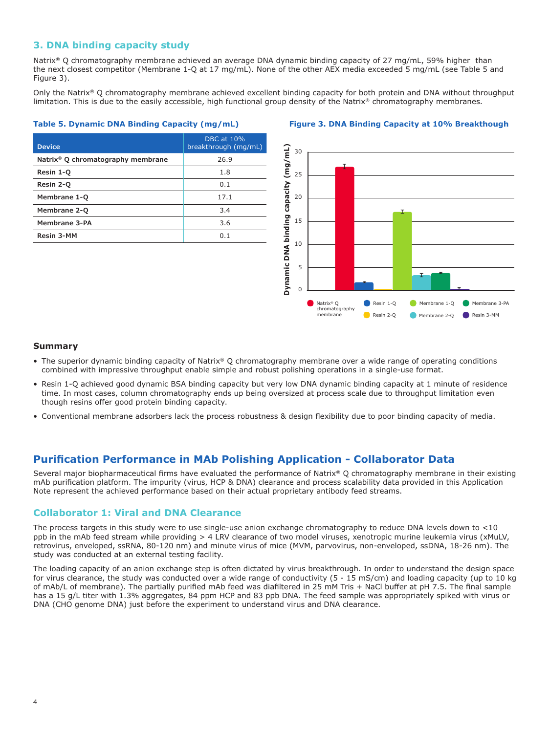## 3. DNA binding capacity study

Natrix® Q chromatography membrane achieved an average DNA dynamic binding capacity of 27 mg/mL, 59% higher than the next closest competitor (Membrane 1-Q at 17 mg/mL). None of the other AEX media exceeded 5 mg/mL (see Table 5 and Figure 3).

Only the Natrix® Q chromatography membrane achieved excellent binding capacity for both protein and DNA without throughput limitation. This is due to the easily accessible, high functional group density of the Natrix® chromatography membranes.

**Table 5. Dynamic DNA Binding Capacity (mg/mL)**

| Device | DBC at 10% breakthrough (mg/mL) |
|---|---|
| Natrix® Q chromatography membrane | 26.9 |
| Resin 1-Q | 1.8 |
| Resin 2-Q | 0.1 |
| Membrane 1-Q | 17.1 |
| Membrane 2-Q | 3.4 |
| Membrane 3-PA | 3.6 |
| Resin 3-MM | 0.1 |

**Figure 3. DNA Binding Capacity at 10% Breakthough**

Dynamic DNA binding capacity (mg/mL)

30
25
20
15
10
5
0

Natrix® Q chromatography membrane
Resin 1-Q
Resin 2-Q
Membrane 1-Q
Membrane 2-Q
Membrane 3-PA
Resin 3-MM

### Summary

- The superior dynamic binding capacity of Natrix® Q chromatography membrane over a wide range of operating conditions combined with impressive throughput enable simple and robust polishing operations in a single-use format.
- Resin 1-Q achieved good dynamic BSA binding capacity but very low DNA dynamic binding capacity at 1 minute of residence time. In most cases, column chromatography ends up being oversized at process scale due to throughput limitation even though resins offer good protein binding capacity.
- Conventional membrane adsorbers lack the process robustness & design flexibility due to poor binding capacity of media.

# Purification Performance in MAb Polishing Application - Collaborator Data

Several major biopharmaceutical firms have evaluated the performance of Natrix® Q chromatography membrane in their existing mAb purification platform. The impurity (virus, HCP & DNA) clearance and process scalability data provided in this Application Note represent the achieved performance based on their actual proprietary antibody feed streams.

## Collaborator 1: Viral and DNA Clearance

The process targets in this study were to use single-use anion exchange chromatography to reduce DNA levels down to <10 ppb in the mAb feed stream while providing > 4 LRV clearance of two model viruses, xenotropic murine leukemia virus (xMuLV, retrovirus, enveloped, ssRNA, 80-120 nm) and minute virus of mice (MVM, parvovirus, non-enveloped, ssDNA, 18-26 nm). The study was conducted at an external testing facility.

The loading capacity of an anion exchange step is often dictated by virus breakthrough. In order to understand the design space for virus clearance, the study was conducted over a wide range of conductivity (5 - 15 mS/cm) and loading capacity (up to 10 kg of mAb/L of membrane). The partially purified mAb feed was diafiltered in 25 mM Tris + NaCl buffer at pH 7.5. The final sample has a 15 g/L titer with 1.3% aggregates, 84 ppm HCP and 83 ppb DNA. The feed sample was appropriately spiked with virus or DNA (CHO genome DNA) just before the experiment to understand virus and DNA clearance.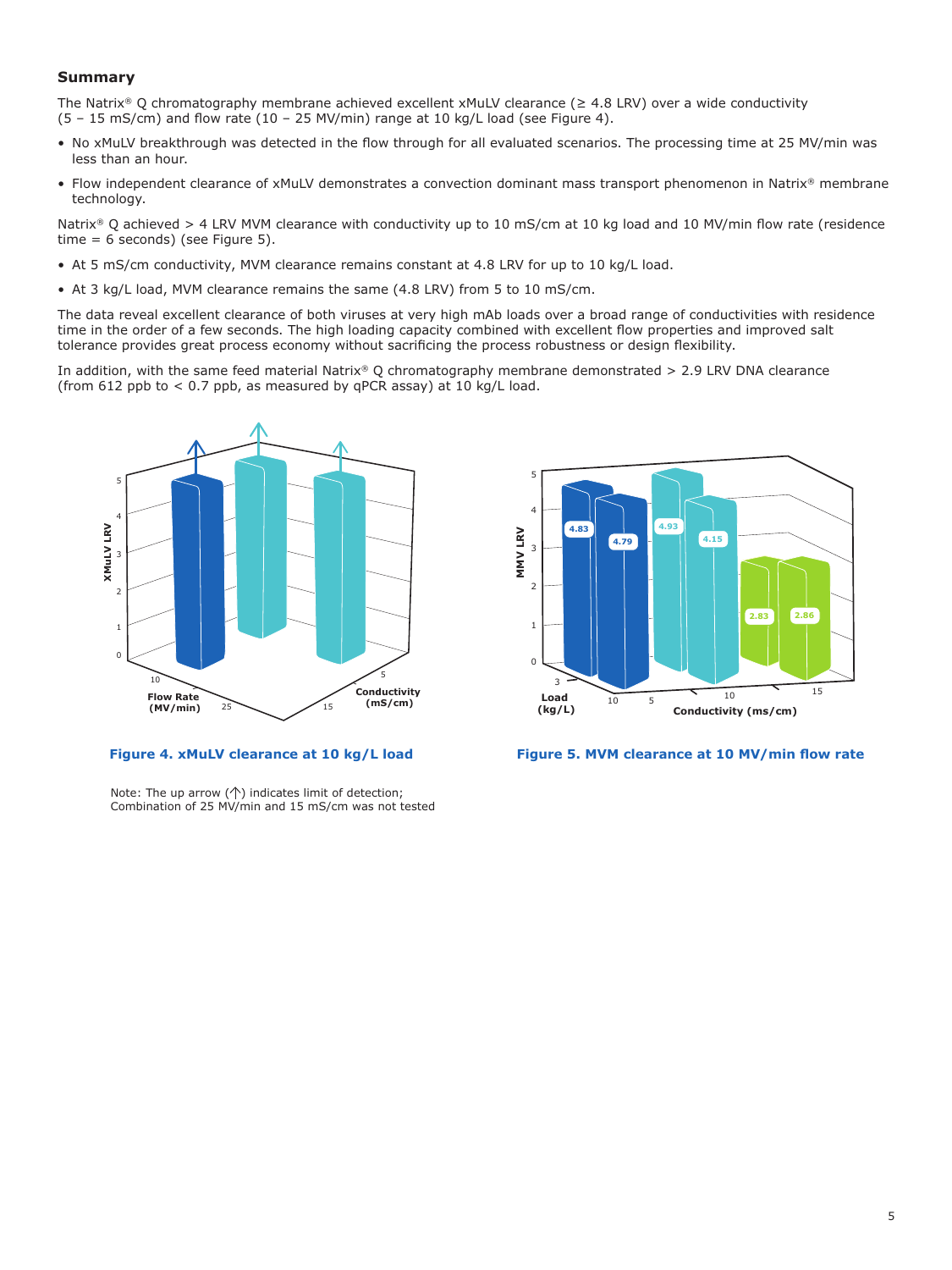### Summary

The Natrix® Q chromatography membrane achieved excellent xMuLV clearance (≥ 4.8 LRV) over a wide conductivity (5 – 15 mS/cm) and flow rate (10 – 25 MV/min) range at 10 kg/L load (see Figure 4).

- No xMuLV breakthrough was detected in the flow through for all evaluated scenarios. The processing time at 25 MV/min was less than an hour.
- Flow independent clearance of xMuLV demonstrates a convection dominant mass transport phenomenon in Natrix® membrane technology.

Natrix® Q achieved > 4 LRV MVM clearance with conductivity up to 10 mS/cm at 10 kg load and 10 MV/min flow rate (residence time = 6 seconds) (see Figure 5).

- At 5 mS/cm conductivity, MVM clearance remains constant at 4.8 LRV for up to 10 kg/L load.
- At 3 kg/L load, MVM clearance remains the same (4.8 LRV) from 5 to 10 mS/cm.

The data reveal excellent clearance of both viruses at very high mAb loads over a broad range of conductivities with residence time in the order of a few seconds. The high loading capacity combined with excellent flow properties and improved salt tolerance provides great process economy without sacrificing the process robustness or design flexibility.

In addition, with the same feed material Natrix® Q chromatography membrane demonstrated > 2.9 LRV DNA clearance (from 612 ppb to < 0.7 ppb, as measured by qPCR assay) at 10 kg/L load.

XMuLV LRV
0
1
2
3
4
5
Flow Rate (MV/min)
10
25
Conductivity (mS/cm)
5
15

**Figure 4. xMuLV clearance at 10 kg/L load**

Note: The up arrow (↑) indicates limit of detection; Combination of 25 MV/min and 15 mS/cm was not tested

MMV LRV
0
1
2
3
4
5
4.83
4.79
4.93
4.15
2.83
2.86
Load (kg/L)
3
10
Conductivity (ms/cm)
5
10
15

**Figure 5. MVM clearance at 10 MV/min flow rate**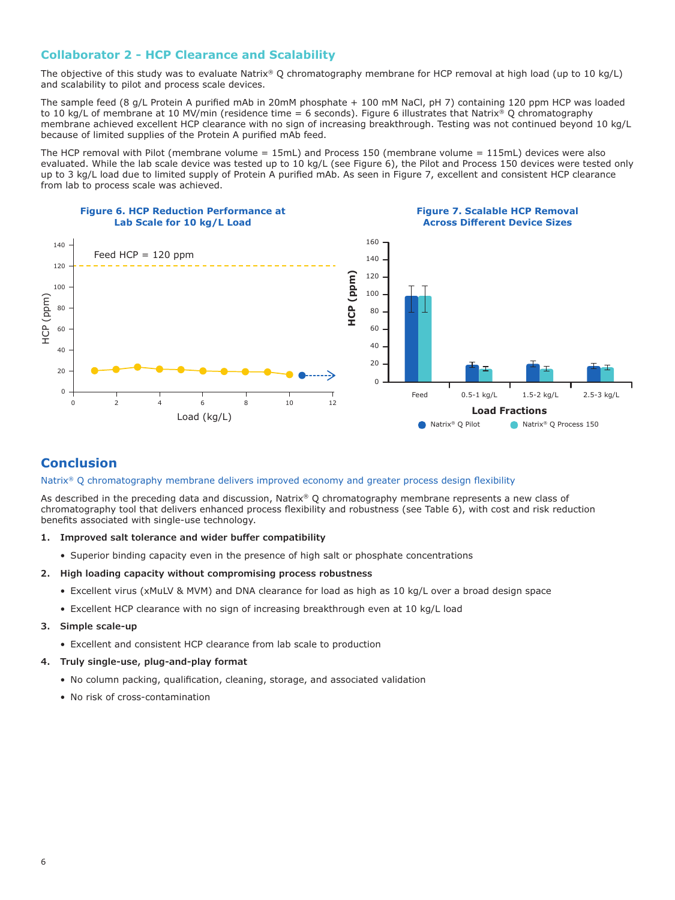## Collaborator 2 - HCP Clearance and Scalability

The objective of this study was to evaluate Natrix® Q chromatography membrane for HCP removal at high load (up to 10 kg/L) and scalability to pilot and process scale devices.

The sample feed (8 g/L Protein A purified mAb in 20mM phosphate + 100 mM NaCl, pH 7) containing 120 ppm HCP was loaded to 10 kg/L of membrane at 10 MV/min (residence time = 6 seconds). Figure 6 illustrates that Natrix® Q chromatography membrane achieved excellent HCP clearance with no sign of increasing breakthrough. Testing was not continued beyond 10 kg/L because of limited supplies of the Protein A purified mAb feed.

The HCP removal with Pilot (membrane volume = 15mL) and Process 150 (membrane volume = 115mL) devices were also evaluated. While the lab scale device was tested up to 10 kg/L (see Figure 6), the Pilot and Process 150 devices were tested only up to 3 kg/L load due to limited supply of Protein A purified mAb. As seen in Figure 7, excellent and consistent HCP clearance from lab to process scale was achieved.

**Figure 6. HCP Reduction Performance at Lab Scale for 10 kg/L Load**

Feed HCP = 120 ppm

HCP (ppm)

0
20
40
60
80
100
120
140

Load (kg/L)

0
2
4
6
8
10
12

**Figure 7. Scalable HCP Removal Across Different Device Sizes**

HCP (ppm)

0
20
40
60
80
100
120
140
160

Feed
0.5-1 kg/L
1.5-2 kg/L
2.5-3 kg/L

Load Fractions

Natrix® Q Pilot
Natrix® Q Process 150

## Conclusion

Natrix® Q chromatography membrane delivers improved economy and greater process design flexibility

As described in the preceding data and discussion, Natrix® Q chromatography membrane represents a new class of chromatography tool that delivers enhanced process flexibility and robustness (see Table 6), with cost and risk reduction benefits associated with single-use technology.

1. **Improved salt tolerance and wider buffer compatibility**
   - Superior binding capacity even in the presence of high salt or phosphate concentrations
2. **High loading capacity without compromising process robustness**
   - Excellent virus (xMuLV & MVM) and DNA clearance for load as high as 10 kg/L over a broad design space
   - Excellent HCP clearance with no sign of increasing breakthrough even at 10 kg/L load
3. **Simple scale-up**
   - Excellent and consistent HCP clearance from lab scale to production
4. **Truly single-use, plug-and-play format**
   - No column packing, qualification, cleaning, storage, and associated validation
   - No risk of cross-contamination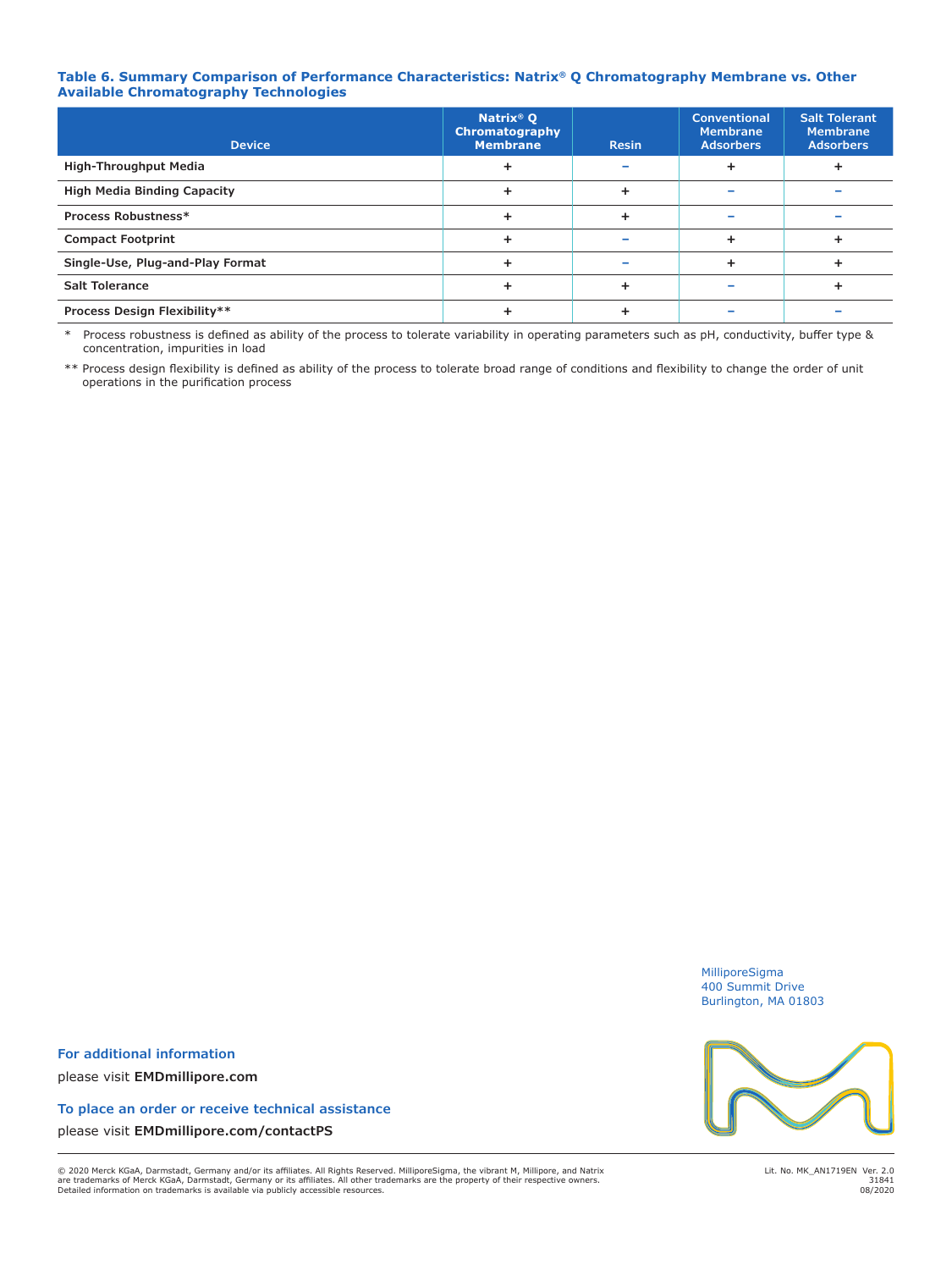**Table 6. Summary Comparison of Performance Characteristics: Natrix® Q Chromatography Membrane vs. Other Available Chromatography Technologies**

| Device | Natrix® Q Chromatography Membrane | Resin | Conventional Membrane Adsorbers | Salt Tolerant Membrane Adsorbers |
|---|---|---|---|---|
| High-Throughput Media | + | – | + | + |
| High Media Binding Capacity | + | + | – | – |
| Process Robustness* | + | + | – | – |
| Compact Footprint | + | – | + | + |
| Single-Use, Plug-and-Play Format | + | – | + | + |
| Salt Tolerance | + | + | – | + |
| Process Design Flexibility** | + | + | – | – |

\* Process robustness is defined as ability of the process to tolerate variability in operating parameters such as pH, conductivity, buffer type & concentration, impurities in load

** Process design flexibility is defined as ability of the process to tolerate broad range of conditions and flexibility to change the order of unit operations in the purification process

MilliporeSigma
400 Summit Drive
Burlington, MA 01803

**For additional information**
please visit **EMDmillipore.com**

**To place an order or receive technical assistance**
please visit **EMDmillipore.com/contactPS**

© 2020 Merck KGaA, Darmstadt, Germany and/or its affiliates. All Rights Reserved. MilliporeSigma, the vibrant M, Millipore, and Natrix are trademarks of Merck KGaA, Darmstadt, Germany or its affiliates. All other trademarks are the property of their respective owners. Detailed information on trademarks is available via publicly accessible resources.

Lit. No. MK_AN1719EN Ver. 2.0
31841
08/2020